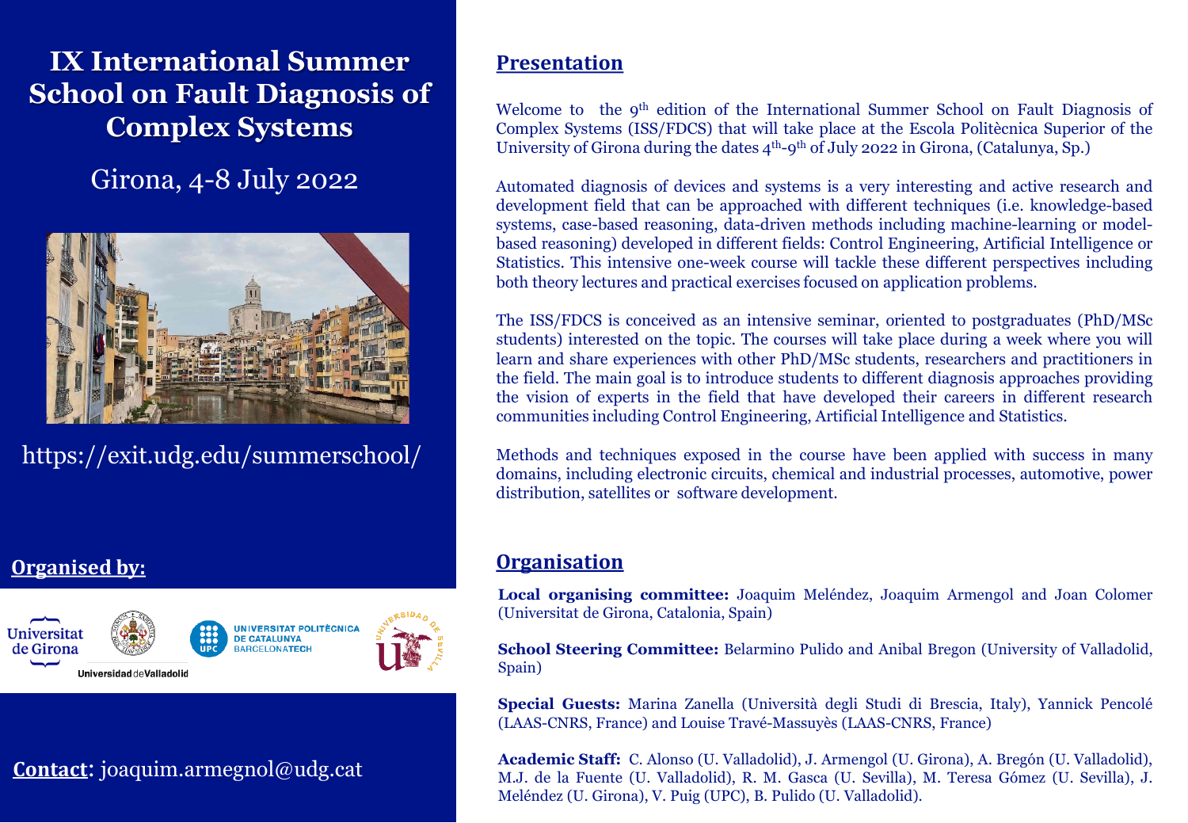# IX International Summer School on Fault Diagnosis of Complex Systems

Girona, 4-8 July 2022

https://exit.udg.edu/summerschool/

**Organised by:**

Universitat de Girona, Universidad de Valladolid, Universitat Politècnica de Catalunya BarcelonaTech, Universidad de Sevilla

**Contact**: joaquim.armegnol@udg.cat

## Presentation

Welcome to the 9th edition of the International Summer School on Fault Diagnosis of Complex Systems (ISS/FDCS) that will take place at the Escola Politècnica Superior of the University of Girona during the dates 4th-9th of July 2022 in Girona, (Catalunya, Sp.)

Automated diagnosis of devices and systems is a very interesting and active research and development field that can be approached with different techniques (i.e. knowledge-based systems, case-based reasoning, data-driven methods including machine-learning or model-based reasoning) developed in different fields: Control Engineering, Artificial Intelligence or Statistics. This intensive one-week course will tackle these different perspectives including both theory lectures and practical exercises focused on application problems.

The ISS/FDCS is conceived as an intensive seminar, oriented to postgraduates (PhD/MSc students) interested on the topic. The courses will take place during a week where you will learn and share experiences with other PhD/MSc students, researchers and practitioners in the field. The main goal is to introduce students to different diagnosis approaches providing the vision of experts in the field that have developed their careers in different research communities including Control Engineering, Artificial Intelligence and Statistics.

Methods and techniques exposed in the course have been applied with success in many domains, including electronic circuits, chemical and industrial processes, automotive, power distribution, satellites or software development.

## Organisation

**Local organising committee:** Joaquim Meléndez, Joaquim Armengol and Joan Colomer (Universitat de Girona, Catalonia, Spain)

**School Steering Committee:** Belarmino Pulido and Anibal Bregon (University of Valladolid, Spain)

**Special Guests:** Marina Zanella (Università degli Studi di Brescia, Italy), Yannick Pencolé (LAAS-CNRS, France) and Louise Travé-Massuyès (LAAS-CNRS, France)

**Academic Staff:** C. Alonso (U. Valladolid), J. Armengol (U. Girona), A. Bregón (U. Valladolid), M.J. de la Fuente (U. Valladolid), R. M. Gasca (U. Sevilla), M. Teresa Gómez (U. Sevilla), J. Meléndez (U. Girona), V. Puig (UPC), B. Pulido (U. Valladolid).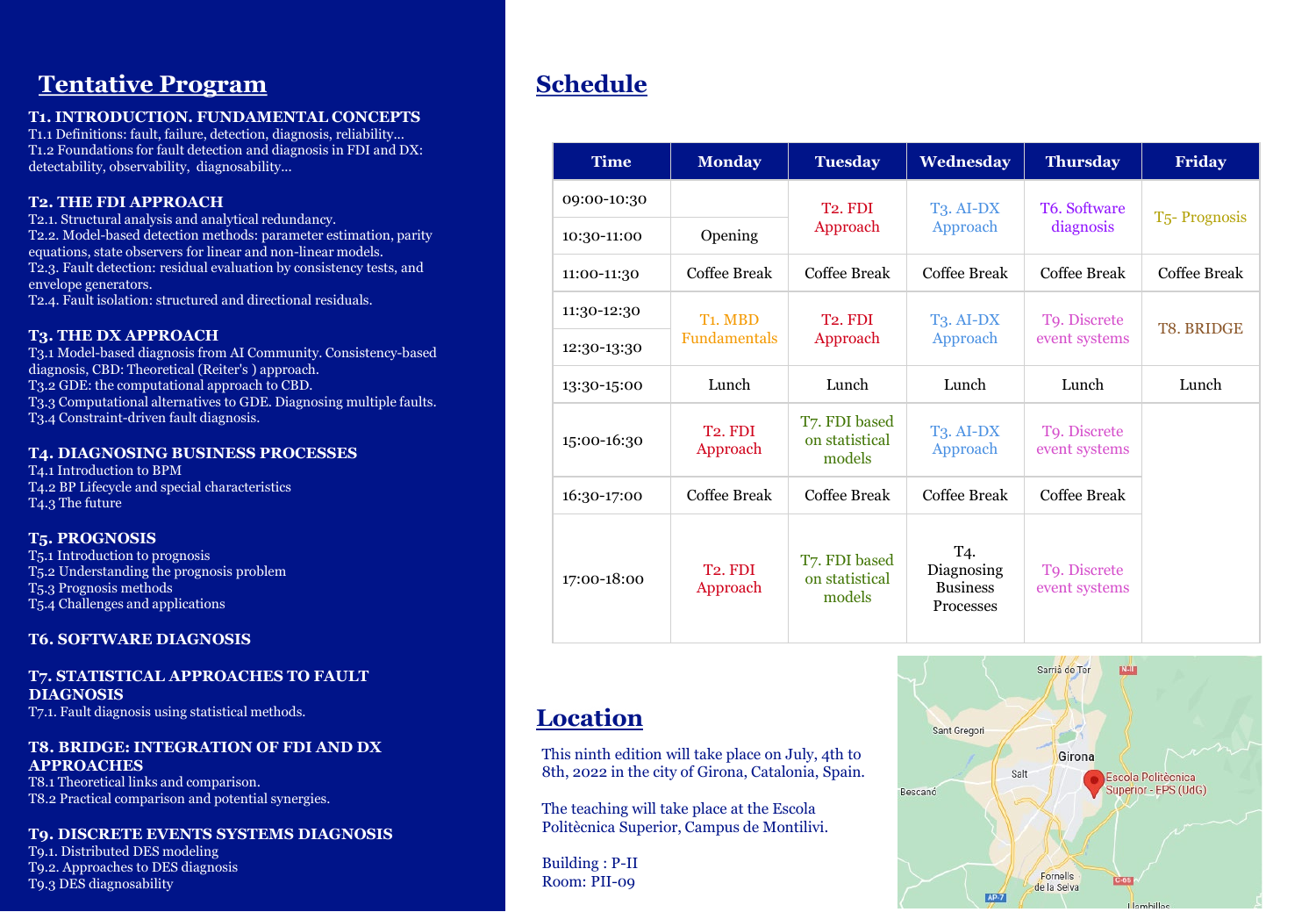## Tentative Program

**T1. INTRODUCTION. FUNDAMENTAL CONCEPTS**
T1.1 Definitions: fault, failure, detection, diagnosis, reliability...
T1.2 Foundations for fault detection and diagnosis in FDI and DX: detectability, observability, diagnosability...

**T2. THE FDI APPROACH**
T2.1. Structural analysis and analytical redundancy.
T2.2. Model-based detection methods: parameter estimation, parity equations, state observers for linear and non-linear models.
T2.3. Fault detection: residual evaluation by consistency tests, and envelope generators.
T2.4. Fault isolation: structured and directional residuals.

**T3. THE DX APPROACH**
T3.1 Model-based diagnosis from AI Community. Consistency-based diagnosis, CBD: Theoretical (Reiter's ) approach.
T3.2 GDE: the computational approach to CBD.
T3.3 Computational alternatives to GDE. Diagnosing multiple faults.
T3.4 Constraint-driven fault diagnosis.

**T4. DIAGNOSING BUSINESS PROCESSES**
T4.1 Introduction to BPM
T4.2 BP Lifecycle and special characteristics
T4.3 The future

**T5. PROGNOSIS**
T5.1 Introduction to prognosis
T5.2 Understanding the prognosis problem
T5.3 Prognosis methods
T5.4 Challenges and applications

**T6. SOFTWARE DIAGNOSIS**

**T7. STATISTICAL APPROACHES TO FAULT DIAGNOSIS**
T7.1. Fault diagnosis using statistical methods.

**T8. BRIDGE: INTEGRATION OF FDI AND DX APPROACHES**
T8.1 Theoretical links and comparison.
T8.2 Practical comparison and potential synergies.

**T9. DISCRETE EVENTS SYSTEMS DIAGNOSIS**
T9.1. Distributed DES modeling
T9.2. Approaches to DES diagnosis
T9.3 DES diagnosability

## Schedule

| Time | Monday | Tuesday | Wednesday | Thursday | Friday |
|---|---|---|---|---|---|
| 09:00-10:30 | | T2. FDI Approach | T3. AI-DX Approach | T6. Software diagnosis | T5- Prognosis |
| 10:30-11:00 | Opening | | | | |
| 11:00-11:30 | Coffee Break | Coffee Break | Coffee Break | Coffee Break | Coffee Break |
| 11:30-12:30 | T1. MBD Fundamentals | T2. FDI Approach | T3. AI-DX Approach | T9. Discrete event systems | T8. BRIDGE |
| 12:30-13:30 | | | | | |
| 13:30-15:00 | Lunch | Lunch | Lunch | Lunch | Lunch |
| 15:00-16:30 | T2. FDI Approach | T7. FDI based on statistical models | T3. AI-DX Approach | T9. Discrete event systems | |
| 16:30-17:00 | Coffee Break | Coffee Break | Coffee Break | Coffee Break | |
| 17:00-18:00 | T2. FDI Approach | T7. FDI based on statistical models | T4. Diagnosing Business Processes | T9. Discrete event systems | |

## Location

This ninth edition will take place on July, 4th to 8th, 2022 in the city of Girona, Catalonia, Spain.

The teaching will take place at the Escola Politècnica Superior, Campus de Montilivi.

Building : P-II
Room: PII-09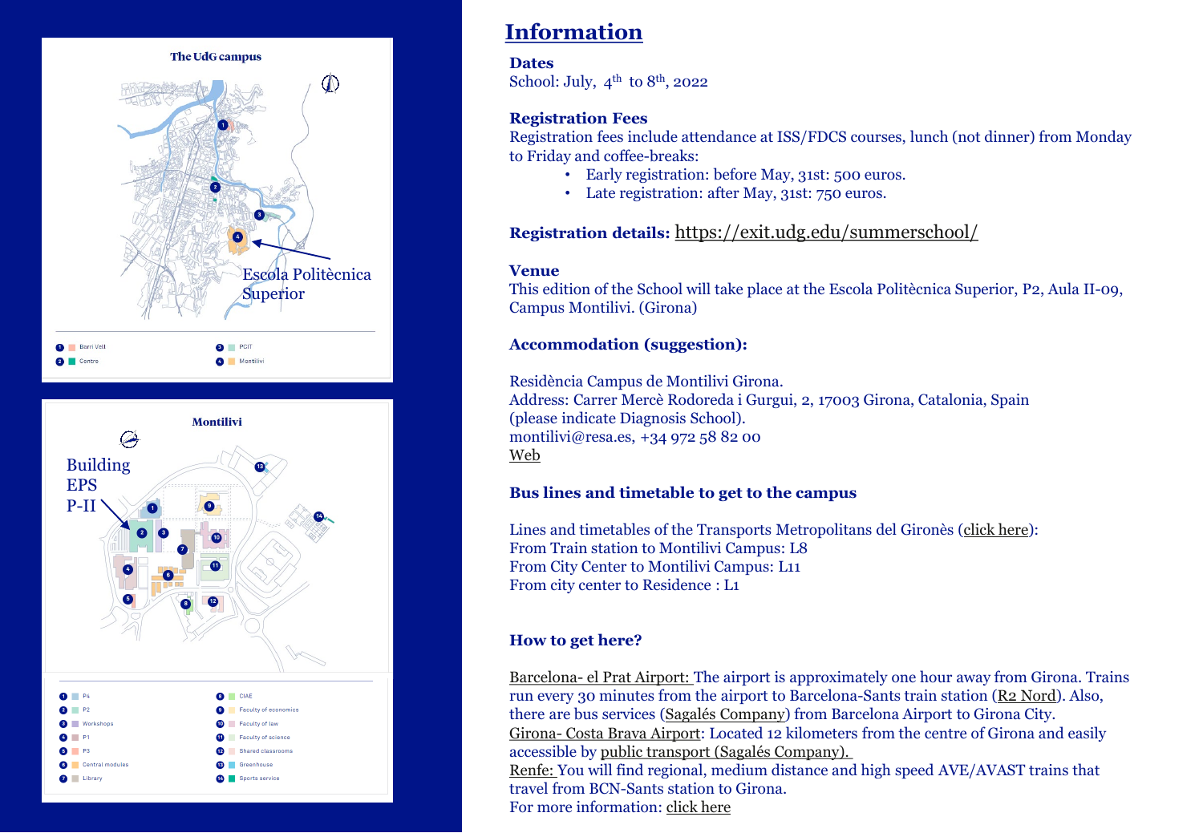# Information

**Dates**
School: July, 4th to 8th, 2022

**Registration Fees**
Registration fees include attendance at ISS/FDCS courses, lunch (not dinner) from Monday to Friday and coffee-breaks:

- Early registration: before May, 31st: 500 euros.
- Late registration: after May, 31st: 750 euros.

**Registration details:** https://exit.udg.edu/summerschool/

**Venue**
This edition of the School will take place at the Escola Politècnica Superior, P2, Aula II-09, Campus Montilivi. (Girona)

**Accommodation (suggestion):**

Residència Campus de Montilivi Girona.
Address: Carrer Mercè Rodoreda i Gurgui, 2, 17003 Girona, Catalonia, Spain
(please indicate Diagnosis School).
montilivi@resa.es, +34 972 58 82 00
Web

**Bus lines and timetable to get to the campus**

Lines and timetables of the Transports Metropolitans del Gironès (click here):
From Train station to Montilivi Campus: L8
From City Center to Montilivi Campus: L11
From city center to Residence : L1

**How to get here?**

Barcelona- el Prat Airport: The airport is approximately one hour away from Girona. Trains run every 30 minutes from the airport to Barcelona-Sants train station (R2 Nord). Also, there are bus services (Sagalés Company) from Barcelona Airport to Girona City.
Girona- Costa Brava Airport: Located 12 kilometers from the centre of Girona and easily accessible by public transport (Sagalés Company).
Renfe: You will find regional, medium distance and high speed AVE/AVAST trains that travel from BCN-Sants station to Girona.
For more information: click here

The UdG campus

Escola Politècnica Superior

1 Barri Vell
2 Centre
3 PCiT
4 Montilivi

Montilivi

Building EPS P-II

1 P4
2 P2
3 Workshops
4 P1
5 P3
6 Central modules
7 Library
8 CIAE
9 Faculty of economics
10 Faculty of law
11 Faculty of science
12 Shared classrooms
13 Greenhouse
14 Sports service